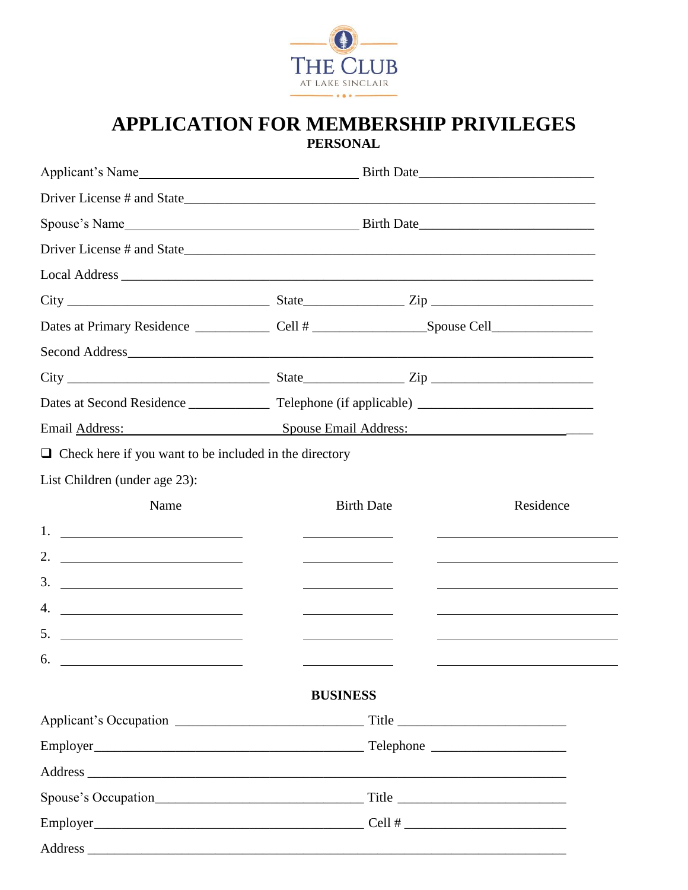THE CLUB
AT LAKE SINCLAIR

# APPLICATION FOR MEMBERSHIP PRIVILEGES

## PERSONAL

Applicant's Name________________________________ Birth Date_________________________

Driver License # and State_________________________________________________________

Spouse's Name__________________________________ Birth Date_________________________

Driver License # and State_________________________________________________________

Local Address _____________________________________________________________

City _____________________________ State______________ Zip _______________________

Dates at Primary Residence ___________ Cell # ________________Spouse Cell______________

Second Address_____________________________________________________________

City _____________________________ State______________ Zip _______________________

Dates at Second Residence ____________ Telephone (if applicable) _________________________

Email Address: ______________________ Spouse Email Address: ___________________________

❑ Check here if you want to be included in the directory

List Children (under age 23):

| | Name | Birth Date | Residence |
|---|---|---|---|
| 1. | | | |
| 2. | | | |
| 3. | | | |
| 4. | | | |
| 5. | | | |
| 6. | | | |

## BUSINESS

Applicant's Occupation ___________________________ Title ________________________

Employer________________________________________ Telephone ___________________

Address _____________________________________________________________________

Spouse's Occupation______________________________ Title ________________________

Employer________________________________________ Cell # ______________________

Address _____________________________________________________________________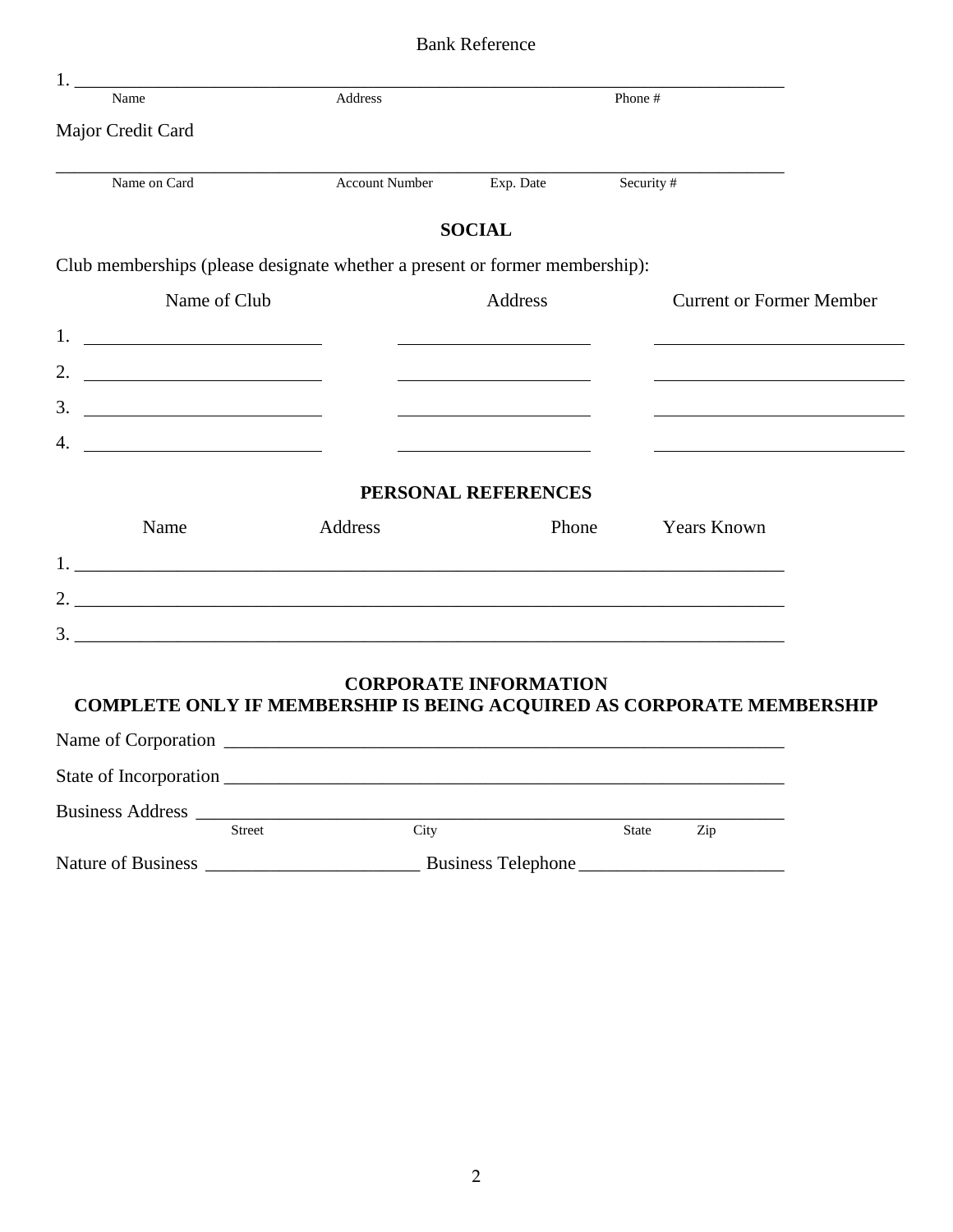Bank Reference

1. ______________________________________________________________________________

Name | Address | Phone #

Major Credit Card

______________________________________________________________________________

Name on Card | Account Number | Exp. Date | Security #

## SOCIAL

Club memberships (please designate whether a present or former membership):

| | Name of Club | Address | Current or Former Member |
|---|---|---|---|
| 1. | | | |
| 2. | | | |
| 3. | | | |
| 4. | | | |

## PERSONAL REFERENCES

| | Name | Address | Phone | Years Known |
|---|---|---|---|---|
| 1. | | | | |
| 2. | | | | |
| 3. | | | | |

## CORPORATE INFORMATION

**COMPLETE ONLY IF MEMBERSHIP IS BEING ACQUIRED AS CORPORATE MEMBERSHIP**

Name of Corporation ______________________________________________________________

State of Incorporation ____________________________________________________________

Business Address _________________________________________________________________

Street | City | State | Zip

Nature of Business _______________________ Business Telephone ______________________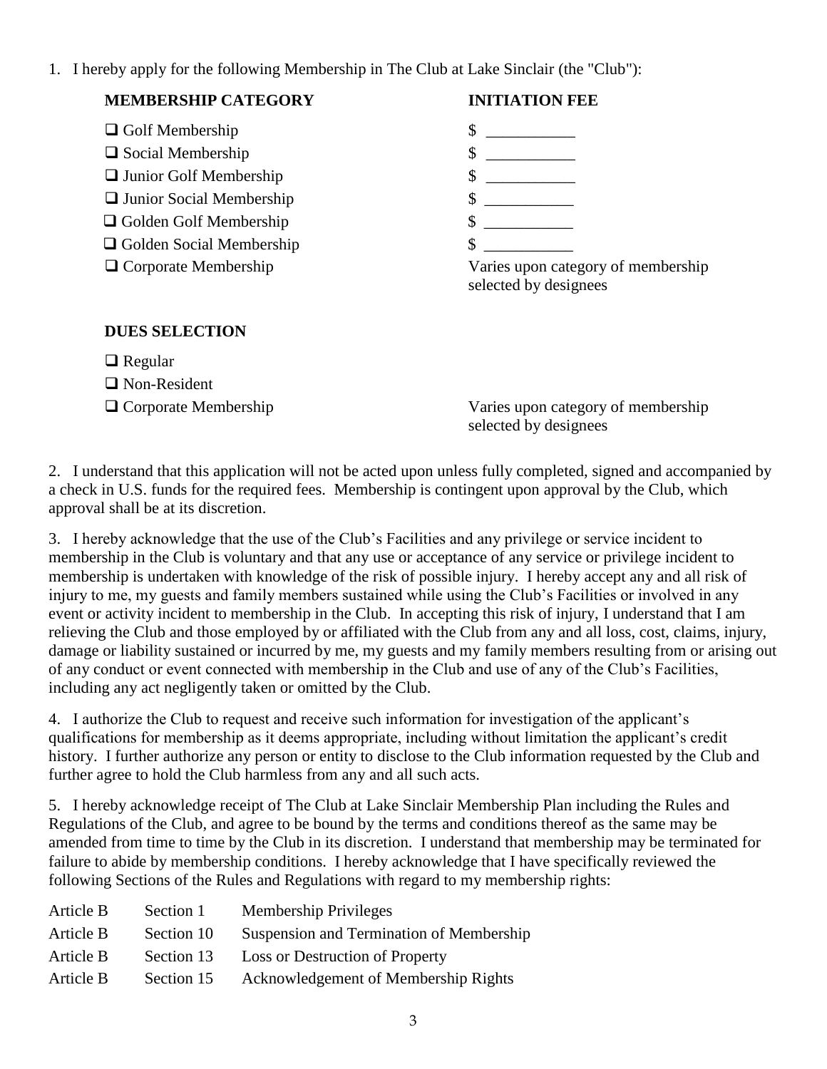1. I hereby apply for the following Membership in The Club at Lake Sinclair (the "Club"):

| **MEMBERSHIP CATEGORY** | **INITIATION FEE** |
| --- | --- |
| ❑ Golf Membership | $ ___________ |
| ❑ Social Membership | $ ___________ |
| ❑ Junior Golf Membership | $ ___________ |
| ❑ Junior Social Membership | $ ___________ |
| ❑ Golden Golf Membership | $ ___________ |
| ❑ Golden Social Membership | $ ___________ |
| ❑ Corporate Membership | Varies upon category of membership selected by designees |

**DUES SELECTION**

| | |
| --- | --- |
| ❑ Regular | |
| ❑ Non-Resident | |
| ❑ Corporate Membership | Varies upon category of membership selected by designees |

2. I understand that this application will not be acted upon unless fully completed, signed and accompanied by a check in U.S. funds for the required fees. Membership is contingent upon approval by the Club, which approval shall be at its discretion.

3. I hereby acknowledge that the use of the Club's Facilities and any privilege or service incident to membership in the Club is voluntary and that any use or acceptance of any service or privilege incident to membership is undertaken with knowledge of the risk of possible injury. I hereby accept any and all risk of injury to me, my guests and family members sustained while using the Club's Facilities or involved in any event or activity incident to membership in the Club. In accepting this risk of injury, I understand that I am relieving the Club and those employed by or affiliated with the Club from any and all loss, cost, claims, injury, damage or liability sustained or incurred by me, my guests and my family members resulting from or arising out of any conduct or event connected with membership in the Club and use of any of the Club's Facilities, including any act negligently taken or omitted by the Club.

4. I authorize the Club to request and receive such information for investigation of the applicant's qualifications for membership as it deems appropriate, including without limitation the applicant's credit history. I further authorize any person or entity to disclose to the Club information requested by the Club and further agree to hold the Club harmless from any and all such acts.

5. I hereby acknowledge receipt of The Club at Lake Sinclair Membership Plan including the Rules and Regulations of the Club, and agree to be bound by the terms and conditions thereof as the same may be amended from time to time by the Club in its discretion. I understand that membership may be terminated for failure to abide by membership conditions. I hereby acknowledge that I have specifically reviewed the following Sections of the Rules and Regulations with regard to my membership rights:

| | | |
| --- | --- | --- |
| Article B | Section 1 | Membership Privileges |
| Article B | Section 10 | Suspension and Termination of Membership |
| Article B | Section 13 | Loss or Destruction of Property |
| Article B | Section 15 | Acknowledgement of Membership Rights |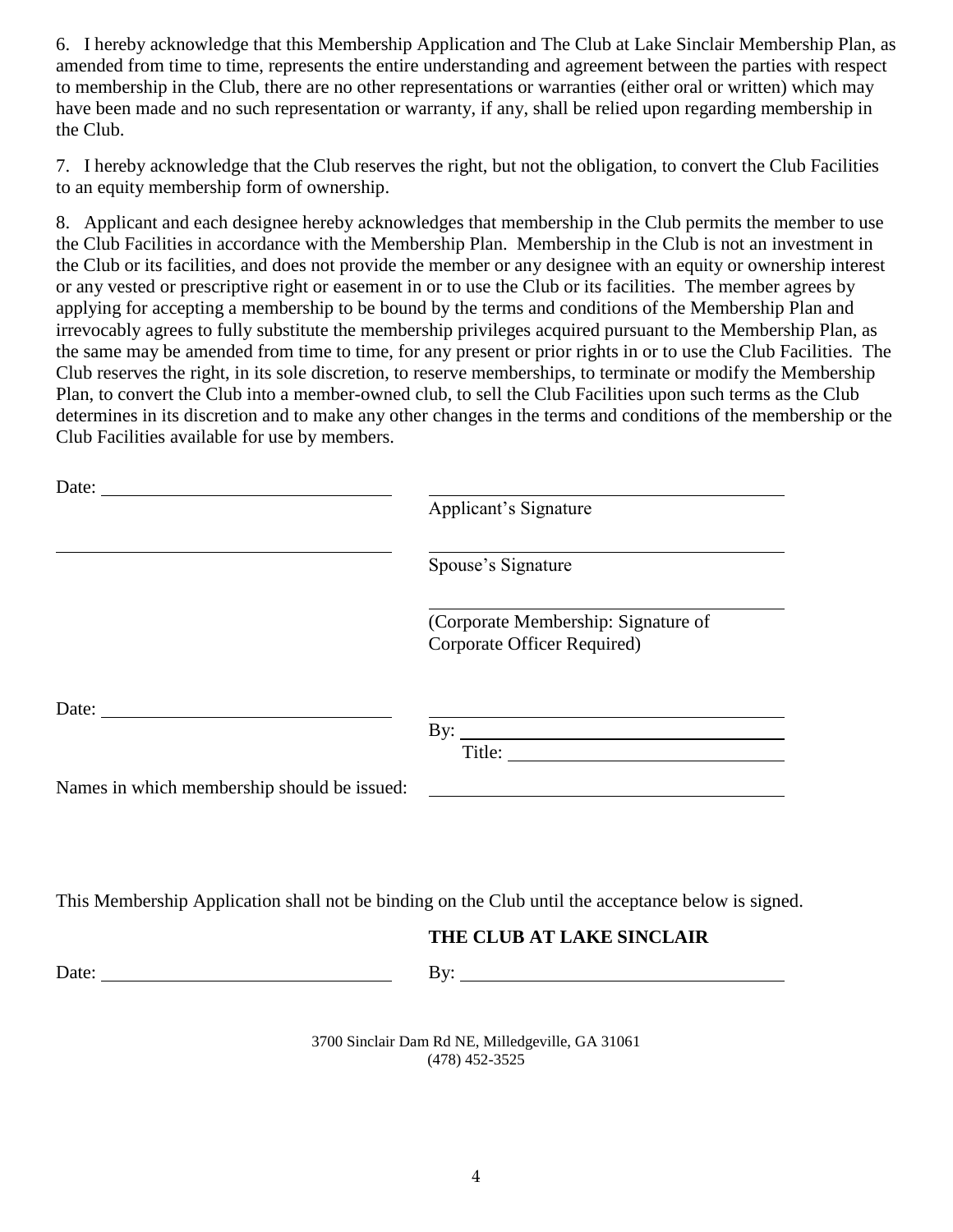6. I hereby acknowledge that this Membership Application and The Club at Lake Sinclair Membership Plan, as amended from time to time, represents the entire understanding and agreement between the parties with respect to membership in the Club, there are no other representations or warranties (either oral or written) which may have been made and no such representation or warranty, if any, shall be relied upon regarding membership in the Club.

7. I hereby acknowledge that the Club reserves the right, but not the obligation, to convert the Club Facilities to an equity membership form of ownership.

8. Applicant and each designee hereby acknowledges that membership in the Club permits the member to use the Club Facilities in accordance with the Membership Plan. Membership in the Club is not an investment in the Club or its facilities, and does not provide the member or any designee with an equity or ownership interest or any vested or prescriptive right or easement in or to use the Club or its facilities. The member agrees by applying for accepting a membership to be bound by the terms and conditions of the Membership Plan and irrevocably agrees to fully substitute the membership privileges acquired pursuant to the Membership Plan, as the same may be amended from time to time, for any present or prior rights in or to use the Club Facilities. The Club reserves the right, in its sole discretion, to reserve memberships, to terminate or modify the Membership Plan, to convert the Club into a member-owned club, to sell the Club Facilities upon such terms as the Club determines in its discretion and to make any other changes in the terms and conditions of the membership or the Club Facilities available for use by members.

Date: ______________________________ ______________________________
Applicant's Signature

______________________________ ______________________________
Spouse's Signature

______________________________
(Corporate Membership: Signature of Corporate Officer Required)

Date: ______________________________ ______________________________
By: ______________________________
Title: ______________________________

Names in which membership should be issued: ______________________________

This Membership Application shall not be binding on the Club until the acceptance below is signed.

**THE CLUB AT LAKE SINCLAIR**

Date: ______________________________ By: ______________________________

3700 Sinclair Dam Rd NE, Milledgeville, GA 31061
(478) 452-3525